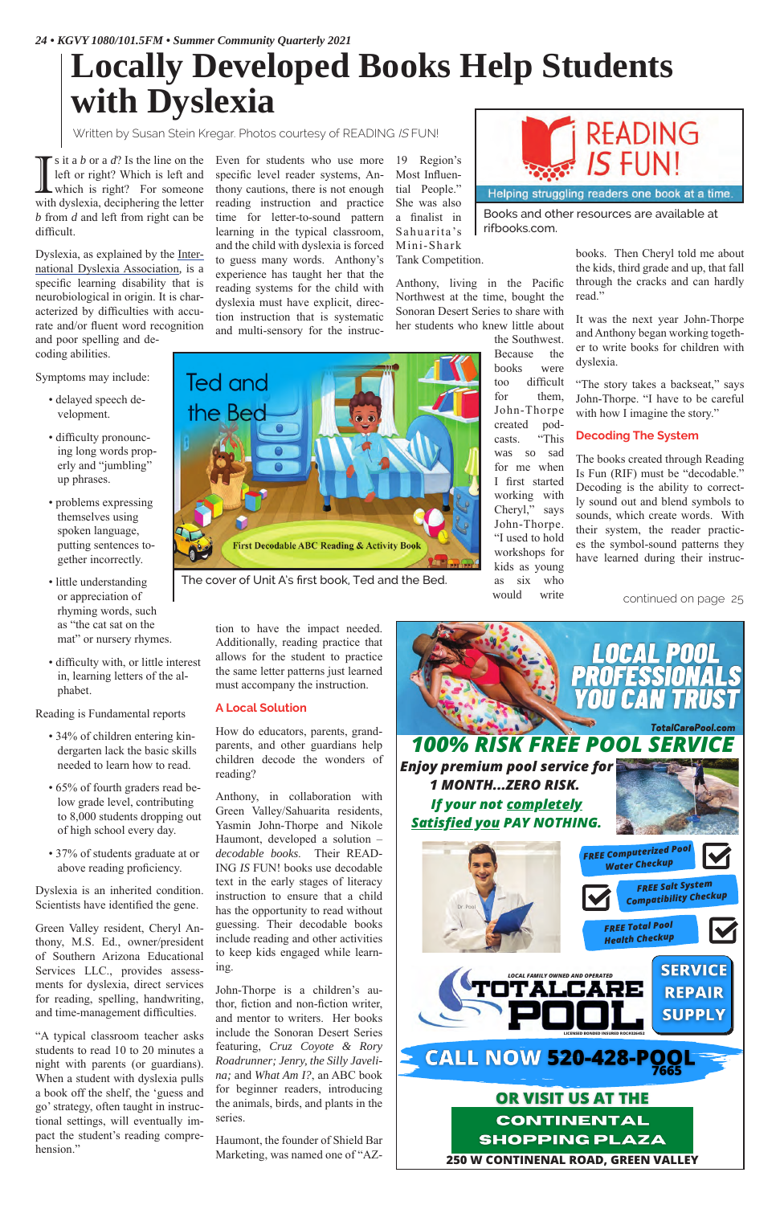# Locally Developed Books Help Students with Dyslexia

Written by Susan Stein Kregar. Photos courtesy of READING *IS* FUN!

Is it a *b* or a *d*? Is the line on the left or right? Which is left and which is right? For someone with dyslexia, deciphering the letter *b* from *d* and left from right can be difficult.

Dyslexia, as explained by the International Dyslexia Association, is a specific learning disability that is neurobiological in origin. It is characterized by difficulties with accurate and/or fluent word recognition and poor spelling and decoding abilities.

Symptoms may include:

- delayed speech development.
- difficulty pronouncing long words properly and "jumbling" up phrases.
- problems expressing themselves using spoken language, putting sentences together incorrectly.
- little understanding or appreciation of rhyming words, such as "the cat sat on the mat" or nursery rhymes.
- difficulty with, or little interest in, learning letters of the alphabet.

Reading is Fundamental reports

- 34% of children entering kindergarten lack the basic skills needed to learn how to read.
- 65% of fourth graders read below grade level, contributing to 8,000 students dropping out of high school every day.
- 37% of students graduate at or above reading proficiency.

Dyslexia is an inherited condition. Scientists have identified the gene.

Green Valley resident, Cheryl Anthony, M.S. Ed., owner/president of Southern Arizona Educational Services LLC., provides assessments for dyslexia, direct services for reading, spelling, handwriting, and time-management difficulties.

"A typical classroom teacher asks students to read 10 to 20 minutes a night with parents (or guardians). When a student with dyslexia pulls a book off the shelf, the 'guess and go' strategy, often taught in instructional settings, will eventually impact the student's reading comprehension."

Even for students who use more specific level reader systems, Anthony cautions, there is not enough reading instruction and practice time for letter-to-sound pattern learning in the typical classroom, and the child with dyslexia is forced to guess many words. Anthony's experience has taught her that the reading systems for the child with dyslexia must have explicit, direction instruction that is systematic and multi-sensory for the instruction to have the impact needed. Additionally, reading practice that allows for the student to practice the same letter patterns just learned must accompany the instruction.

## A Local Solution

How do educators, parents, grandparents, and other guardians help children decode the wonders of reading?

Anthony, in collaboration with Green Valley/Sahuarita residents, Yasmin John-Thorpe and Nikole Haumont, developed a solution – *decodable books*. Their READING *IS* FUN! books use decodable text in the early stages of literacy instruction to ensure that a child has the opportunity to read without guessing. Their decodable books include reading and other activities to keep kids engaged while learning.

John-Thorpe is a children's author, fiction and non-fiction writer, and mentor to writers. Her books include the Sonoran Desert Series featuring, *Cruz Coyote & Rory Roadrunner; Jenry, the Silly Javelina;* and *What Am I?*, an ABC book for beginner readers, introducing the animals, birds, and plants in the series.

Haumont, the founder of Shield Bar Marketing, was named one of "AZ-19 Region's Most Influential People." She was a finalist in Sahuarita's Mini-Shark Tank Competition.

READING *IS* FUN! Helping struggling readers one book at a time.

Books and other resources are available at rifbooks.com.

Anthony, living in the Pacific Northwest at the time, bought the Sonoran Desert Series to share with her students who knew little about the Southwest. Because the books were too difficult for them, John-Thorpe created podcasts. "This was so sad for me when I first started working with Cheryl," says John-Thorpe. "I used to hold workshops for kids as young as six who would write books. Then Cheryl told me about the kids, third grade and up, that fall through the cracks and can hardly read."

Ted and the Bed — First Decodable ABC Reading & Activity Book

The cover of Unit A's first book, Ted and the Bed.

It was the next year John-Thorpe and Anthony began working together to write books for children with dyslexia.

"The story takes a backseat," says John-Thorpe. "I have to be careful with how I imagine the story."

## Decoding The System

The books created through Reading Is Fun (RIF) must be "decodable." Decoding is the ability to correctly sound out and blend symbols to sounds, which create words. With their system, the reader practices the symbol-sound patterns they have learned during their instruc-

continued on page 25

---

**LOCAL POOL PROFESSIONALS YOU CAN TRUST**

TotalCarePool.com

**100% RISK FREE POOL SERVICE**

***Enjoy premium pool service for 1 MONTH...ZERO RISK.***

***If your not completely Satisfied you PAY NOTHING.***

- FREE Computerized Pool Water Checkup
- FREE Salt System Compatibility Checkup
- FREE Total Pool Health Checkup

LOCAL FAMILY OWNED AND OPERATED

**TOTALCARE POOL**

SERVICE | REPAIR | SUPPLY

**CALL NOW 520-428-POOL** 7665

**OR VISIT US AT THE CONTINENTAL SHOPPING PLAZA**

**250 W CONTINENAL ROAD, GREEN VALLEY**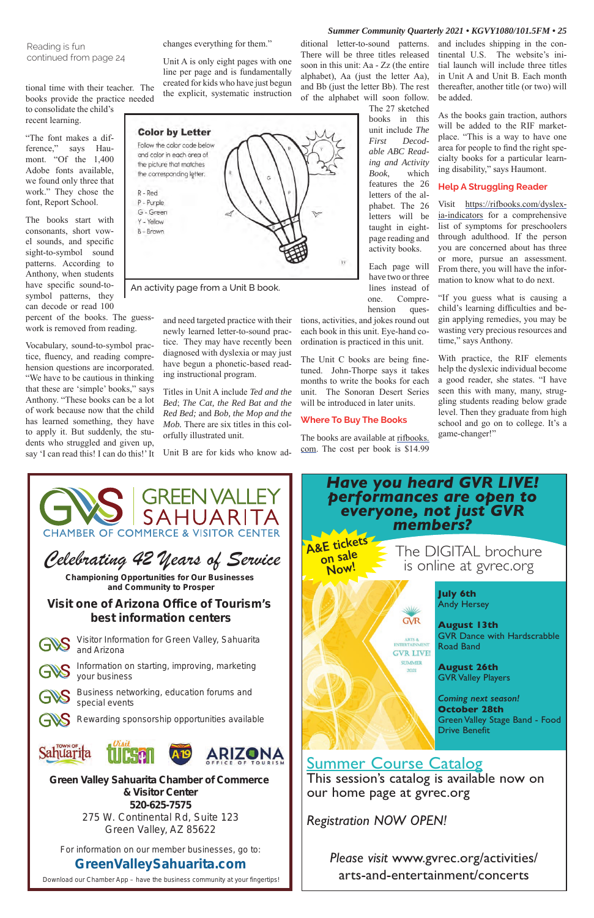Reading is fun
continued from page 24

tional time with their teacher. The books provide the practice needed to consolidate the child's recent learning.

"The font makes a difference," says Haumont. "Of the 1,400 Adobe fonts available, we found only three that work." They chose the font, Report School.

The books start with consonants, short vowel sounds, and specific sight-to-symbol sound patterns. According to Anthony, when students have specific sound-to-symbol patterns, they can decode or read 100 percent of the books. The guesswork is removed from reading.

Vocabulary, sound-to-symbol practice, fluency, and reading comprehension questions are incorporated. "We have to be cautious in thinking that these are 'simple' books," says Anthony. "These books can be a lot of work because now that the child has learned something, they have to apply it. But suddenly, the students who struggled and given up, say 'I can read this! I can do this!' It changes everything for them."

Unit A is only eight pages with one line per page and is fundamentally created for kids who have just begun the explicit, systematic instruction and need targeted practice with their newly learned letter-to-sound practice. They may have recently been diagnosed with dyslexia or may just have begun a phonetic-based reading instructional program.

Titles in Unit A include *Ted and the Bed*; *The Cat, the Red Bat and the Red Bed;* and *Bob, the Mop and the Mob.* There are six titles in this colorfully illustrated unit.

Unit B are for kids who know additional letter-to-sound patterns. There will be three titles released soon in this unit: Aa - Zz (the entire alphabet), Aa (just the letter Aa), and Bb (just the letter Bb). The rest of the alphabet will soon follow. The 27 sketched books in this unit include *The First Decodable ABC Reading and Activity Book*, which features the 26 letters of the alphabet. The 26 letters will be taught in eight-page reading and activity books.

**Color by Letter**

Follow the color code below and color in each area of the picture that matches the corresponding letter.

R - Red
P - Purple
G - Green
Y - Yellow
B - Brown

An activity page from a Unit B book.

Each page will have two or three lines instead of one. Comprehension questions, activities, and jokes round out each book in this unit. Eye-hand coordination is practiced in this unit.

The Unit C books are being fine-tuned. John-Thorpe says it takes months to write the books for each unit. The Sonoran Desert Series will be introduced in later units.

## Where To Buy The Books

The books are available at rifbooks.com. The cost per book is $14.99 and includes shipping in the continental U.S. The website's initial launch will include three titles in Unit A and Unit B. Each month thereafter, another title (or two) will be added.

As the books gain traction, authors will be added to the RIF marketplace. "This is a way to have one area for people to find the right specialty books for a particular learning disability," says Haumont.

## Help A Struggling Reader

Visit https://rifbooks.com/dyslexia-indicators for a comprehensive list of symptoms for preschoolers through adulthood. If the person you are concerned about has three or more, pursue an assessment. From there, you will have the information to know what to do next.

"If you guess what is causing a child's learning difficulties and begin applying remedies, you may be wasting very precious resources and time," says Anthony.

With practice, the RIF elements help the dyslexic individual become a good reader, she states. "I have seen this with many, many, struggling students reading below grade level. Then they graduate from high school and go on to college. It's a game-changer!"

---

GREEN VALLEY SAHUARITA
CHAMBER OF COMMERCE & VISITOR CENTER

*Celebrating 42 Years of Service*

**Championing Opportunities for Our Businesses and Community to Prosper**

**Visit one of Arizona Office of Tourism's best information centers**

- Visitor Information for Green Valley, Sahuarita and Arizona
- Information on starting, improving, marketing your business
- Business networking, education forums and special events
- Rewarding sponsorship opportunities available

**Green Valley Sahuarita Chamber of Commerce & Visitor Center**
**520-625-7575**
275 W. Continental Rd, Suite 123
Green Valley, AZ 85622

For information on our member businesses, go to:
**GreenValleySahuarita.com**

Download our Chamber App – have the business community at your fingertips!

---

***Have you heard GVR LIVE! performances are open to everyone, not just GVR members?***

**A&E tickets on sale Now!**

The DIGITAL brochure is online at gvrec.org

**July 6th**
Andy Hersey

**August 13th**
GVR Dance with Hardscrabble Road Band

**August 26th**
GVR Valley Players

*Coming next season!*
**October 28th**
Green Valley Stage Band - Food Drive Benefit

Summer Course Catalog
This session's catalog is available now on our home page at gvrec.org

*Registration NOW OPEN!*

*Please visit* www.gvrec.org/activities/arts-and-entertainment/concerts